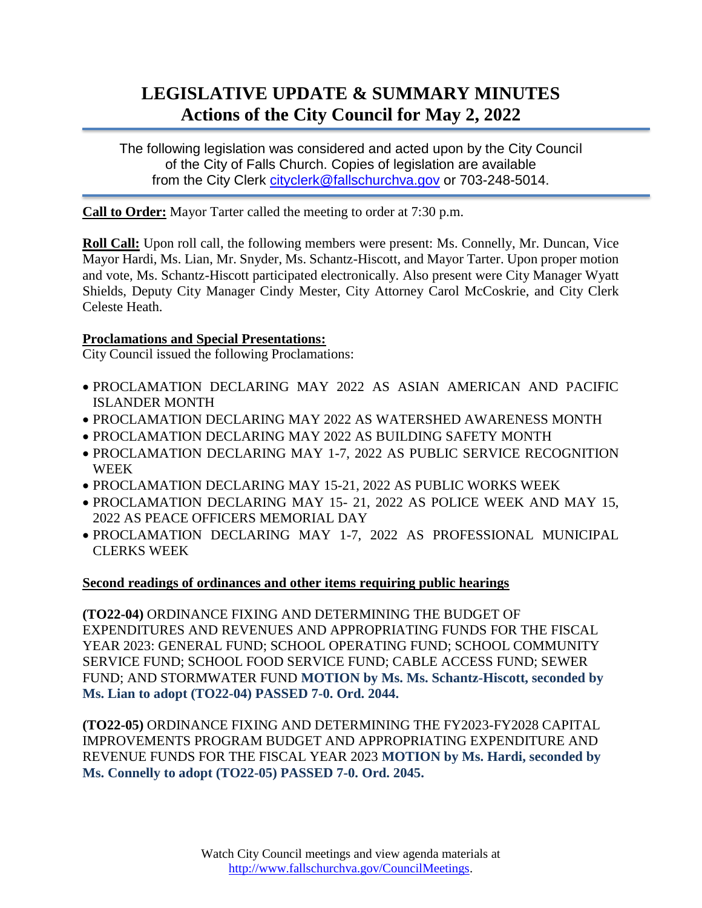# LEGISLATIVE UPDATE & SUMMARY MINUTES
# Actions of the City Council for May 2, 2022

The following legislation was considered and acted upon by the City Council of the City of Falls Church. Copies of legislation are available from the City Clerk cityclerk@fallschurchva.gov or 703-248-5014.

**Call to Order:** Mayor Tarter called the meeting to order at 7:30 p.m.

**Roll Call:** Upon roll call, the following members were present: Ms. Connelly, Mr. Duncan, Vice Mayor Hardi, Ms. Lian, Mr. Snyder, Ms. Schantz-Hiscott, and Mayor Tarter. Upon proper motion and vote, Ms. Schantz-Hiscott participated electronically. Also present were City Manager Wyatt Shields, Deputy City Manager Cindy Mester, City Attorney Carol McCoskrie, and City Clerk Celeste Heath.

**Proclamations and Special Presentations:**
City Council issued the following Proclamations:

- PROCLAMATION DECLARING MAY 2022 AS ASIAN AMERICAN AND PACIFIC ISLANDER MONTH
- PROCLAMATION DECLARING MAY 2022 AS WATERSHED AWARENESS MONTH
- PROCLAMATION DECLARING MAY 2022 AS BUILDING SAFETY MONTH
- PROCLAMATION DECLARING MAY 1-7, 2022 AS PUBLIC SERVICE RECOGNITION WEEK
- PROCLAMATION DECLARING MAY 15-21, 2022 AS PUBLIC WORKS WEEK
- PROCLAMATION DECLARING MAY 15- 21, 2022 AS POLICE WEEK AND MAY 15, 2022 AS PEACE OFFICERS MEMORIAL DAY
- PROCLAMATION DECLARING MAY 1-7, 2022 AS PROFESSIONAL MUNICIPAL CLERKS WEEK

**Second readings of ordinances and other items requiring public hearings**

**(TO22-04)** ORDINANCE FIXING AND DETERMINING THE BUDGET OF EXPENDITURES AND REVENUES AND APPROPRIATING FUNDS FOR THE FISCAL YEAR 2023: GENERAL FUND; SCHOOL OPERATING FUND; SCHOOL COMMUNITY SERVICE FUND; SCHOOL FOOD SERVICE FUND; CABLE ACCESS FUND; SEWER FUND; AND STORMWATER FUND **MOTION by Ms. Ms. Schantz-Hiscott, seconded by Ms. Lian to adopt (TO22-04) PASSED 7-0. Ord. 2044.**

**(TO22-05)** ORDINANCE FIXING AND DETERMINING THE FY2023-FY2028 CAPITAL IMPROVEMENTS PROGRAM BUDGET AND APPROPRIATING EXPENDITURE AND REVENUE FUNDS FOR THE FISCAL YEAR 2023 **MOTION by Ms. Hardi, seconded by Ms. Connelly to adopt (TO22-05) PASSED 7-0. Ord. 2045.**

Watch City Council meetings and view agenda materials at http://www.fallschurchva.gov/CouncilMeetings.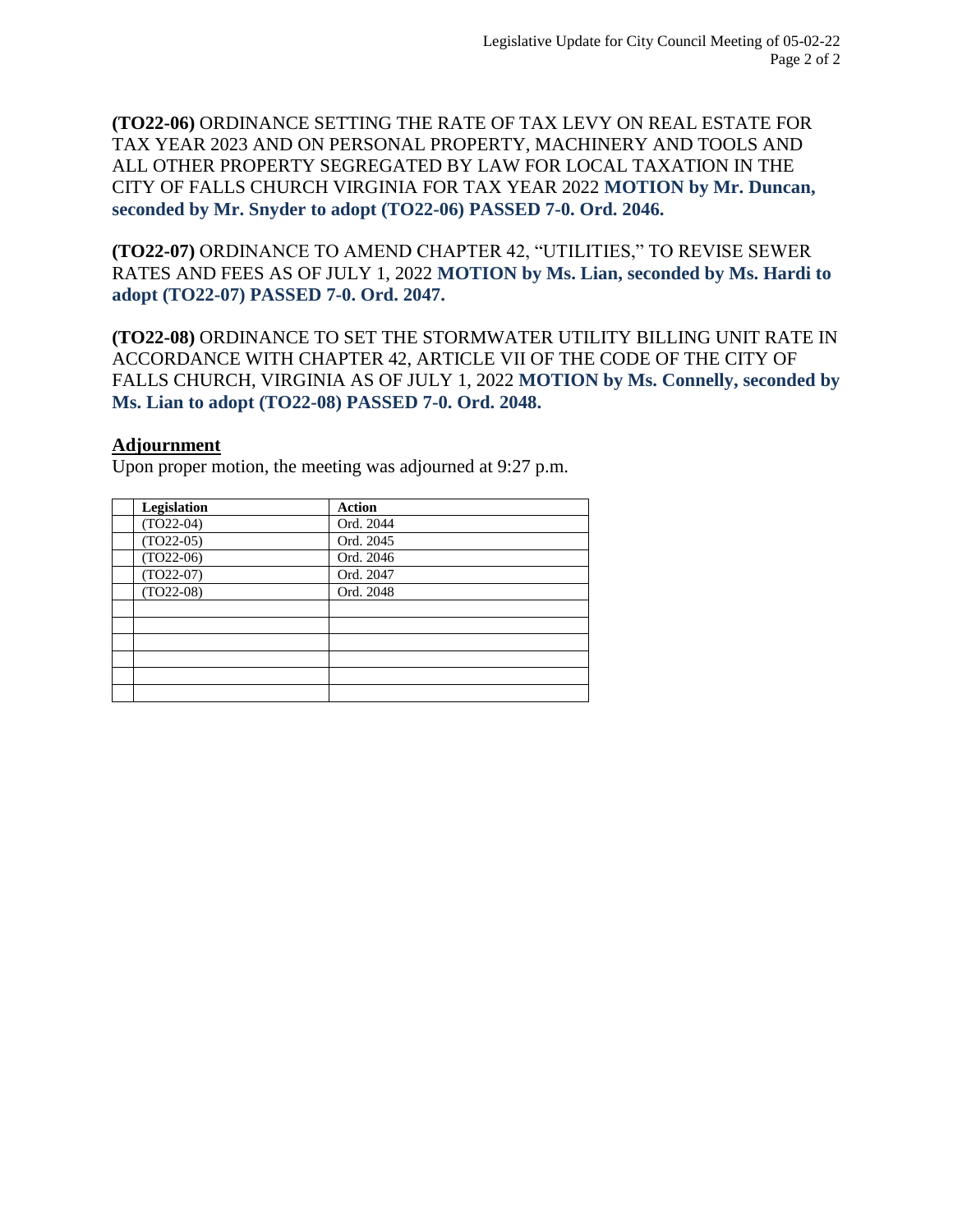**(TO22-06)** ORDINANCE SETTING THE RATE OF TAX LEVY ON REAL ESTATE FOR TAX YEAR 2023 AND ON PERSONAL PROPERTY, MACHINERY AND TOOLS AND ALL OTHER PROPERTY SEGREGATED BY LAW FOR LOCAL TAXATION IN THE CITY OF FALLS CHURCH VIRGINIA FOR TAX YEAR 2022 **MOTION by Mr. Duncan, seconded by Mr. Snyder to adopt (TO22-06) PASSED 7-0. Ord. 2046.**

**(TO22-07)** ORDINANCE TO AMEND CHAPTER 42, "UTILITIES," TO REVISE SEWER RATES AND FEES AS OF JULY 1, 2022 **MOTION by Ms. Lian, seconded by Ms. Hardi to adopt (TO22-07) PASSED 7-0. Ord. 2047.**

**(TO22-08)** ORDINANCE TO SET THE STORMWATER UTILITY BILLING UNIT RATE IN ACCORDANCE WITH CHAPTER 42, ARTICLE VII OF THE CODE OF THE CITY OF FALLS CHURCH, VIRGINIA AS OF JULY 1, 2022 **MOTION by Ms. Connelly, seconded by Ms. Lian to adopt (TO22-08) PASSED 7-0. Ord. 2048.**

## Adjournment

Upon proper motion, the meeting was adjourned at 9:27 p.m.

| | Legislation | Action |
|---|---|---|
| | (TO22-04) | Ord. 2044 |
| | (TO22-05) | Ord. 2045 |
| | (TO22-06) | Ord. 2046 |
| | (TO22-07) | Ord. 2047 |
| | (TO22-08) | Ord. 2048 |
| | | |
| | | |
| | | |
| | | |
| | | |
| | | |